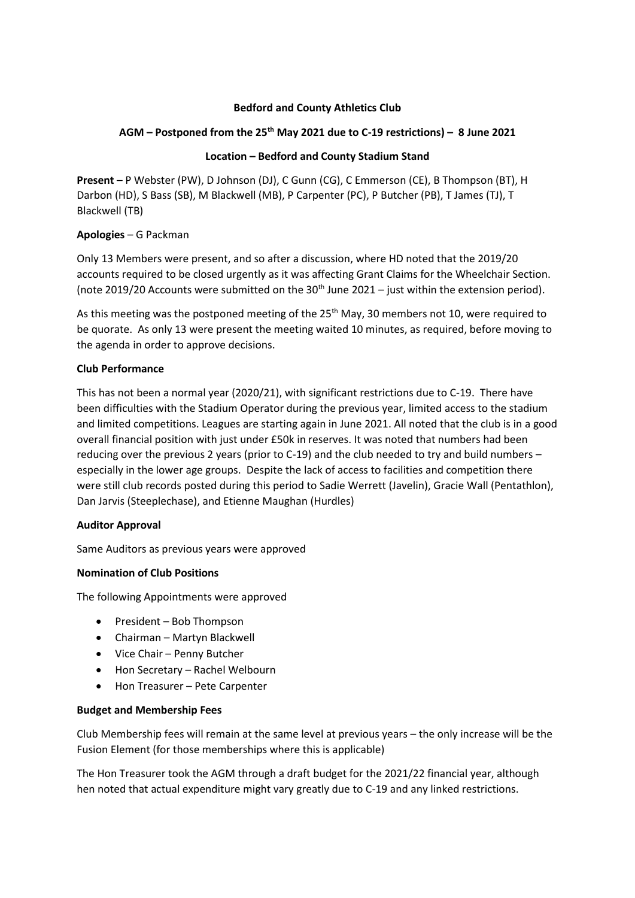**Bedford and County Athletics Club**

**AGM – Postponed from the 25th May 2021 due to C-19 restrictions) – 8 June 2021**

**Location – Bedford and County Stadium Stand**

**Present** – P Webster (PW), D Johnson (DJ), C Gunn (CG), C Emmerson (CE), B Thompson (BT), H Darbon (HD), S Bass (SB), M Blackwell (MB), P Carpenter (PC), P Butcher (PB), T James (TJ), T Blackwell (TB)

**Apologies** – G Packman

Only 13 Members were present, and so after a discussion, where HD noted that the 2019/20 accounts required to be closed urgently as it was affecting Grant Claims for the Wheelchair Section. (note 2019/20 Accounts were submitted on the 30th June 2021 – just within the extension period).

As this meeting was the postponed meeting of the 25th May, 30 members not 10, were required to be quorate. As only 13 were present the meeting waited 10 minutes, as required, before moving to the agenda in order to approve decisions.

**Club Performance**

This has not been a normal year (2020/21), with significant restrictions due to C-19. There have been difficulties with the Stadium Operator during the previous year, limited access to the stadium and limited competitions. Leagues are starting again in June 2021. All noted that the club is in a good overall financial position with just under £50k in reserves. It was noted that numbers had been reducing over the previous 2 years (prior to C-19) and the club needed to try and build numbers – especially in the lower age groups. Despite the lack of access to facilities and competition there were still club records posted during this period to Sadie Werrett (Javelin), Gracie Wall (Pentathlon), Dan Jarvis (Steeplechase), and Etienne Maughan (Hurdles)

**Auditor Approval**

Same Auditors as previous years were approved

**Nomination of Club Positions**

The following Appointments were approved

- President – Bob Thompson
- Chairman – Martyn Blackwell
- Vice Chair – Penny Butcher
- Hon Secretary – Rachel Welbourn
- Hon Treasurer – Pete Carpenter

**Budget and Membership Fees**

Club Membership fees will remain at the same level at previous years – the only increase will be the Fusion Element (for those memberships where this is applicable)

The Hon Treasurer took the AGM through a draft budget for the 2021/22 financial year, although hen noted that actual expenditure might vary greatly due to C-19 and any linked restrictions.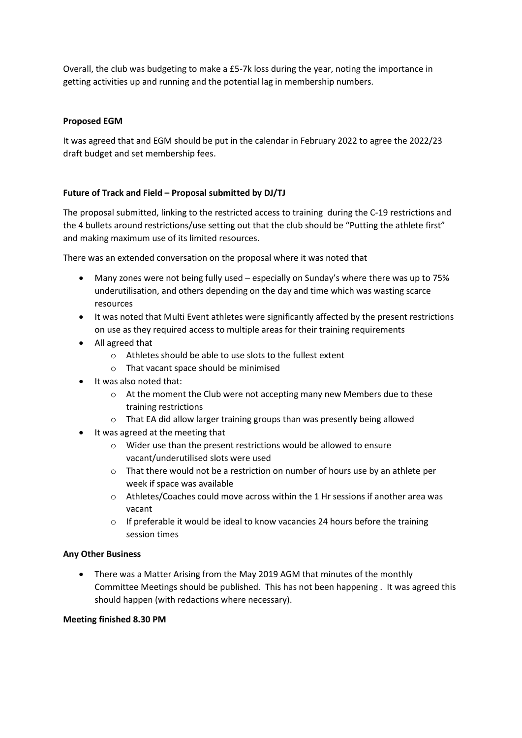Overall, the club was budgeting to make a £5-7k loss during the year, noting the importance in getting activities up and running and the potential lag in membership numbers.

**Proposed EGM**

It was agreed that and EGM should be put in the calendar in February 2022 to agree the 2022/23 draft budget and set membership fees.

**Future of Track and Field – Proposal submitted by DJ/TJ**

The proposal submitted, linking to the restricted access to training during the C-19 restrictions and the 4 bullets around restrictions/use setting out that the club should be "Putting the athlete first" and making maximum use of its limited resources.

There was an extended conversation on the proposal where it was noted that

- Many zones were not being fully used – especially on Sunday's where there was up to 75% underutilisation, and others depending on the day and time which was wasting scarce resources
- It was noted that Multi Event athletes were significantly affected by the present restrictions on use as they required access to multiple areas for their training requirements
- All agreed that
    - Athletes should be able to use slots to the fullest extent
    - That vacant space should be minimised
- It was also noted that:
    - At the moment the Club were not accepting many new Members due to these training restrictions
    - That EA did allow larger training groups than was presently being allowed
- It was agreed at the meeting that
    - Wider use than the present restrictions would be allowed to ensure vacant/underutilised slots were used
    - That there would not be a restriction on number of hours use by an athlete per week if space was available
    - Athletes/Coaches could move across within the 1 Hr sessions if another area was vacant
    - If preferable it would be ideal to know vacancies 24 hours before the training session times

**Any Other Business**

- There was a Matter Arising from the May 2019 AGM that minutes of the monthly Committee Meetings should be published. This has not been happening . It was agreed this should happen (with redactions where necessary).

**Meeting finished 8.30 PM**